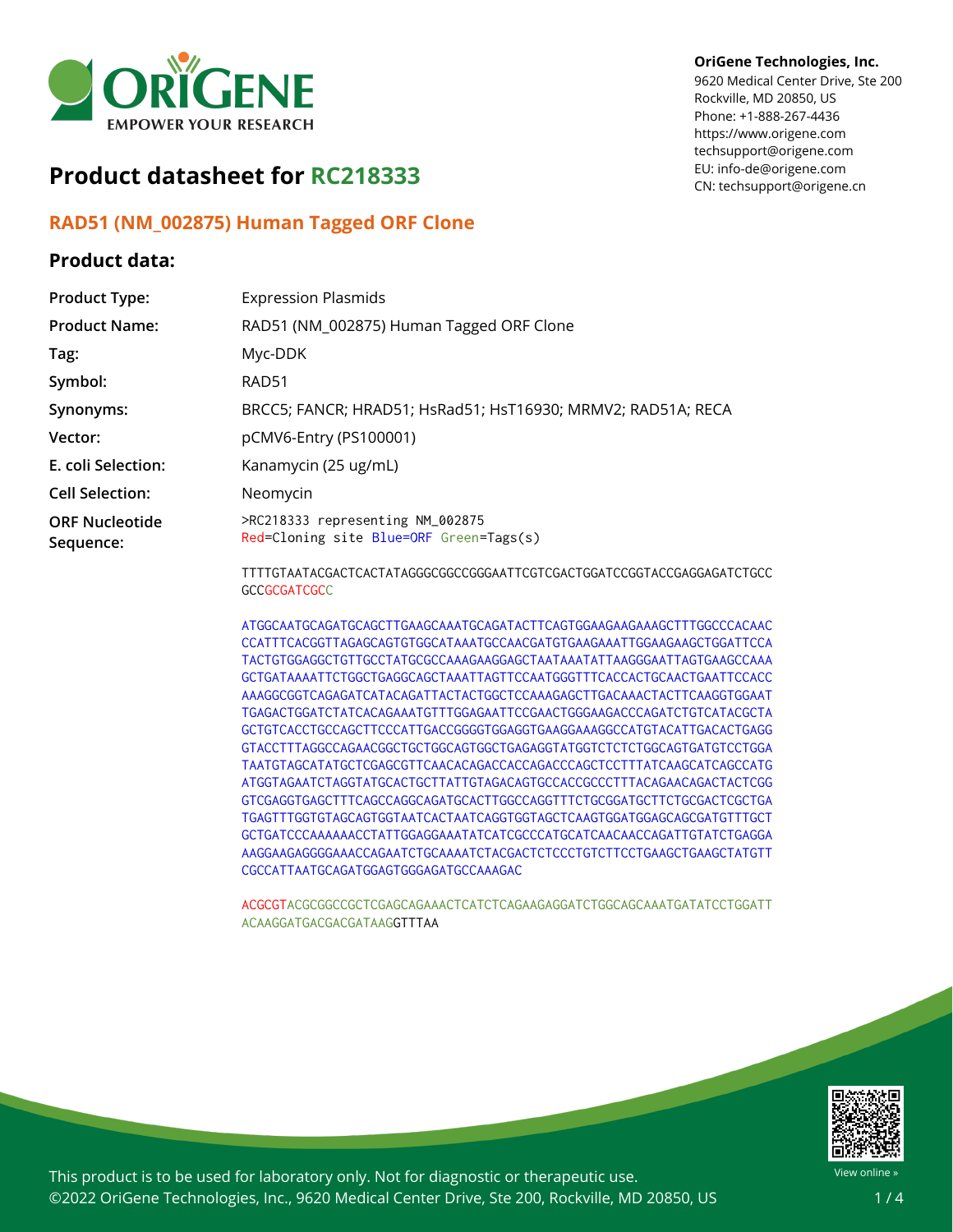# Product datasheet for RC218333

OriGene Technologies, Inc.
9620 Medical Center Drive, Ste 200
Rockville, MD 20850, US
Phone: +1-888-267-4436
https://www.origene.com
techsupport@origene.com
EU: info-de@origene.com
CN: techsupport@origene.cn

## RAD51 (NM_002875) Human Tagged ORF Clone

### Product data:

| | |
|---|---|
| **Product Type:** | Expression Plasmids |
| **Product Name:** | RAD51 (NM_002875) Human Tagged ORF Clone |
| **Tag:** | Myc-DDK |
| **Symbol:** | RAD51 |
| **Synonyms:** | BRCC5; FANCR; HRAD51; HsRad51; HsT16930; MRMV2; RAD51A; RECA |
| **Vector:** | pCMV6-Entry (PS100001) |
| **E. coli Selection:** | Kanamycin (25 ug/mL) |
| **Cell Selection:** | Neomycin |
| **ORF Nucleotide Sequence:** | >RC218333 representing NM_002875<br>Red=Cloning site Blue=ORF Green=Tags(s) |

```
TTTTGTAATACGACTCACTATAGGGCGGCCGGGAATTCGTCGACTGGATCCGGTACCGAGGAGATCTGCC
GCCGCGATCGCC

ATGGCAATGCAGATGCAGCTTGAAGCAAATGCAGATACTTCAGTGGAAGAAGAAAGCTTTGGCCCACAAC
CCATTTCACGGTTAGAGCAGTGTGGCATAAATGCCAACGATGTGAAGAAATTGGAAGAAGCTGGATTCCA
TACTGTGGAGGCTGTTGCCTATGCGCCAAAGAAGGAGCTAATAAATATTAAGGGAATTAGTGAAGCCAAA
GCTGATAAAATTCTGGCTGAGGCAGCTAAATTAGTTCCAATGGGTTTCACCACTGCAACTGAATTCCACC
AAAGGCGGTCAGAGATCATACAGATTACTACTGGCTCCAAAGAGCTTGACAAACTACTTCAAGGTGGAAT
TGAGACTGGATCTATCACAGAAATGTTTGGAGAATTCCGAACTGGGAAGACCCAGATCTGTCATACGCTA
GCTGTCACCTGCCAGCTTCCCATTGACCGGGGTGGAGGTGAAGGAAAGGCCATGTACATTGACACTGAGG
GTACCTTTAGGCCAGAACGGCTGCTGGCAGTGGCTGAGAGGTATGGTCTCTCTGGCAGTGATGTCCTGGA
TAATGTAGCATATGCTCGAGCGTTCAACACAGACCACCAGACCCAGCTCCTTTATCAAGCATCAGCCATG
ATGGTAGAATCTAGGTATGCACTGCTTATTGTAGACAGTGCCACCGCCCTTTACAGAACAGACTACTCGG
GTCGAGGTGAGCTTTCAGCCAGGCAGATGCACTTGGCCAGGTTTCTGCGGATGCTTCTGCGACTCGCTGA
TGAGTTTGGTGTAGCAGTGGTAATCACTAATCAGGTGGTAGCTCAAGTGGATGGAGCAGCGATGTTTGCT
GCTGATCCCAAAAAACCTATTGGAGGAAATATCATCGCCCATGCATCAACAACCAGATTGTATCTGAGGA
AAGGAAGAGGGGAAACCAGAATCTGCAAAATCTACGACTCTCCCTGTCTTCCTGAAGCTGAAGCTATGTT
CGCCATTAATGCAGATGGAGTGGGAGATGCCAAAGAC

ACGCGTACGCGGCCGCTCGAGCAGAAACTCATCTCAGAAGAGGATCTGGCAGCAAATGATATCCTGGATT
ACAAGGATGACGACGATAAGGTTTAA
```

This product is to be used for laboratory only. Not for diagnostic or therapeutic use.
©2022 OriGene Technologies, Inc., 9620 Medical Center Drive, Ste 200, Rockville, MD 20850, US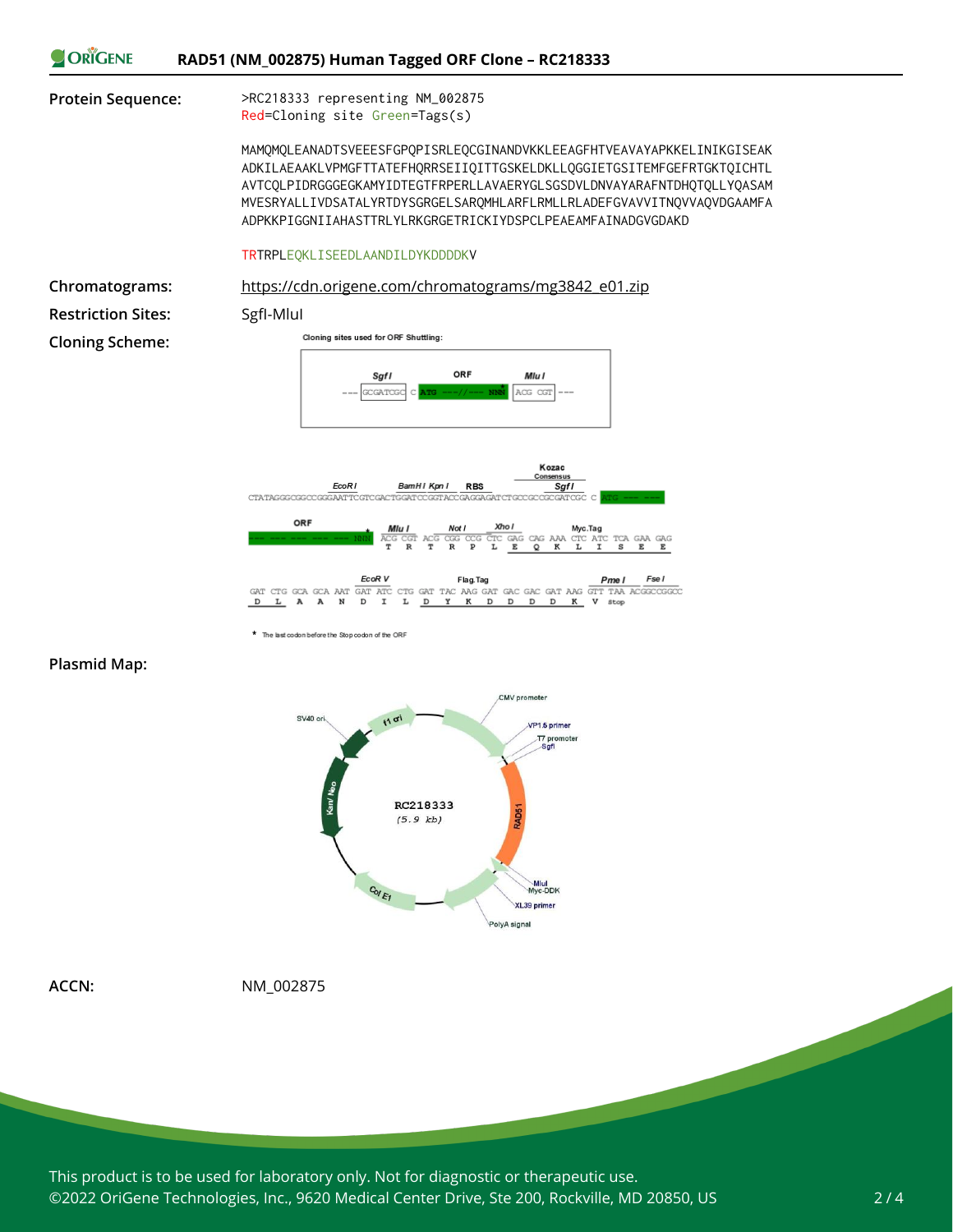# RAD51 (NM_002875) Human Tagged ORF Clone – RC218333

**Protein Sequence:**

```
>RC218333 representing NM_002875
Red=Cloning site Green=Tags(s)

MAMQMQLEANADTSVEEESFGPQPISRLEQCGINANDVKKLEEAGFHTVEAVAYAPKKELINIKGISEAK
ADKILAEAAKLVPMGFTTATEFHQRRSEIIQITTGSKELDKLLQGGIETGSITEMFGEFRTGKTQICHTL
AVTCQLPIDRGGGEGKAMYIDTEGTFRPERLLAVAERYGLSGSDVLDNVAYARAFNTDHQTQLLYQASAM
MVESRYALLIVDSATALYRTDYSGRGELSARQMHLARFLRMLLRLADEFGVAVVITNQVVAQVDGAAMFA
ADPKKPIGGNIIAHASTTRLYLRKGRGETRICKIYDSPCLPEAEAMFAINADGVGDAKD

TRTRPLEQKLISEEDLAANDILDYKDDDDKV
```

**Chromatograms:** https://cdn.origene.com/chromatograms/mg3842_e01.zip

**Restriction Sites:** SgfI-MluI

**Cloning Scheme:**

Cloning sites used for ORF Shuttling:

SgfI GCGATCGC C ATG ---//--- NNN* MluI ACG CGT

```
                 EcoR I      BamH I Kpn I   RBS         Kozac Consensus  SgfI
CTATAGGGCGGCCGGGAATTCGTCGACTGGATCCGGTACCGAGGAGATCTGCCGCCGCGATCGCC ATG --- ---

ORF                  Mlu I       Not I   Xho I       Myc.Tag
--- --- --- --- NNN* ACG CGT ACG CGG CCG CTC GAG CAG AAA CTC ATC TCA GAA GAG
                      T   R   T   R   P   L   E   Q   K   L   I   S   E   E

                        EcoR V              Flag.Tag                  Pme I    Fse I
GAT CTG GCA GCA AAT GAT ATC CTG GAT TAC AAG GAT GAC GAC GAT AAG GTT TAA ACGGCCGGCC
 D   L   A   A   N   D   I   L   D   Y   K   D   D   D   D   K   V  Stop
```

\* The last codon before the Stop codon of the ORF

**Plasmid Map:**

RC218333 (5.9 kb) — CMV promoter, VP1.5 primer, T7 promoter, SgfI, RAD51, MluI, Myc-DDK, XL39 primer, PolyA signal, Col E1, Kan/Neo, SV40 ori, f1 ori

**ACCN:** NM_002875

This product is to be used for laboratory only. Not for diagnostic or therapeutic use.
©2022 OriGene Technologies, Inc., 9620 Medical Center Drive, Ste 200, Rockville, MD 20850, US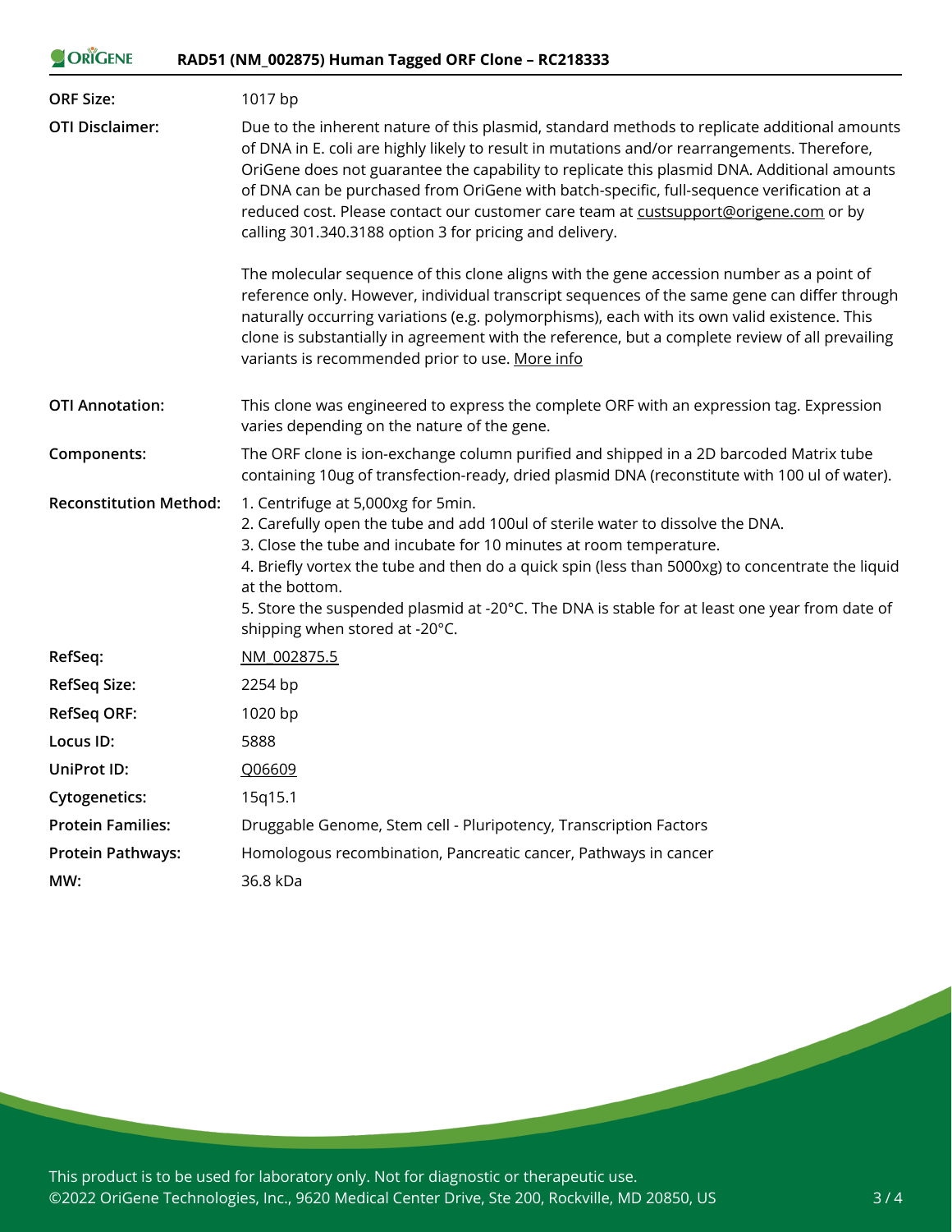| | |
|---|---|
| **ORF Size:** | 1017 bp |
| **OTI Disclaimer:** | Due to the inherent nature of this plasmid, standard methods to replicate additional amounts of DNA in E. coli are highly likely to result in mutations and/or rearrangements. Therefore, OriGene does not guarantee the capability to replicate this plasmid DNA. Additional amounts of DNA can be purchased from OriGene with batch-specific, full-sequence verification at a reduced cost. Please contact our customer care team at custsupport@origene.com or by calling 301.340.3188 option 3 for pricing and delivery.<br><br>The molecular sequence of this clone aligns with the gene accession number as a point of reference only. However, individual transcript sequences of the same gene can differ through naturally occurring variations (e.g. polymorphisms), each with its own valid existence. This clone is substantially in agreement with the reference, but a complete review of all prevailing variants is recommended prior to use. More info |
| **OTI Annotation:** | This clone was engineered to express the complete ORF with an expression tag. Expression varies depending on the nature of the gene. |
| **Components:** | The ORF clone is ion-exchange column purified and shipped in a 2D barcoded Matrix tube containing 10ug of transfection-ready, dried plasmid DNA (reconstitute with 100 ul of water). |
| **Reconstitution Method:** | 1. Centrifuge at 5,000xg for 5min.<br>2. Carefully open the tube and add 100ul of sterile water to dissolve the DNA.<br>3. Close the tube and incubate for 10 minutes at room temperature.<br>4. Briefly vortex the tube and then do a quick spin (less than 5000xg) to concentrate the liquid at the bottom.<br>5. Store the suspended plasmid at -20°C. The DNA is stable for at least one year from date of shipping when stored at -20°C. |
| **RefSeq:** | NM_002875.5 |
| **RefSeq Size:** | 2254 bp |
| **RefSeq ORF:** | 1020 bp |
| **Locus ID:** | 5888 |
| **UniProt ID:** | Q06609 |
| **Cytogenetics:** | 15q15.1 |
| **Protein Families:** | Druggable Genome, Stem cell - Pluripotency, Transcription Factors |
| **Protein Pathways:** | Homologous recombination, Pancreatic cancer, Pathways in cancer |
| **MW:** | 36.8 kDa |

This product is to be used for laboratory only. Not for diagnostic or therapeutic use.
©2022 OriGene Technologies, Inc., 9620 Medical Center Drive, Ste 200, Rockville, MD 20850, US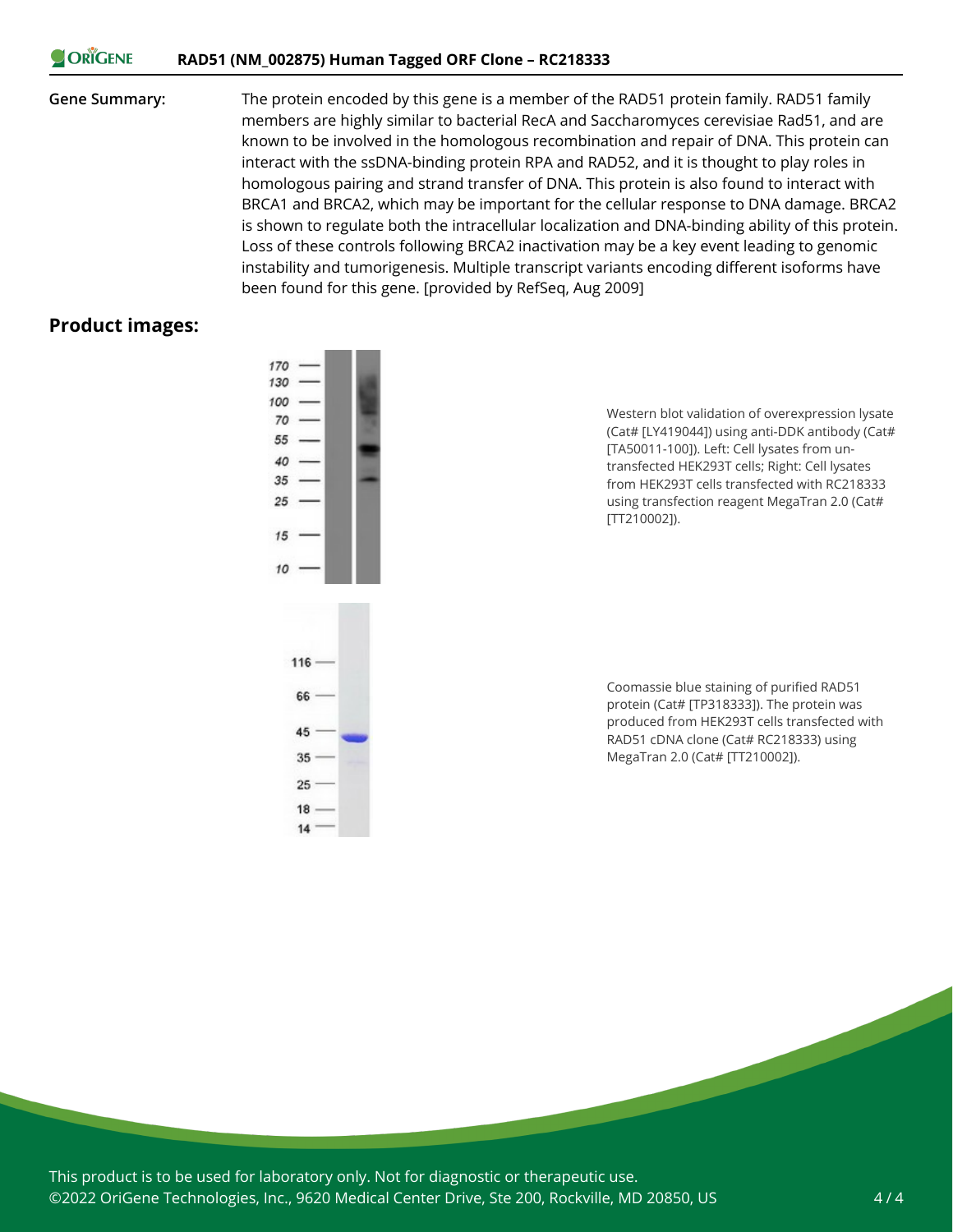**Gene Summary:** The protein encoded by this gene is a member of the RAD51 protein family. RAD51 family members are highly similar to bacterial RecA and Saccharomyces cerevisiae Rad51, and are known to be involved in the homologous recombination and repair of DNA. This protein can interact with the ssDNA-binding protein RPA and RAD52, and it is thought to play roles in homologous pairing and strand transfer of DNA. This protein is also found to interact with BRCA1 and BRCA2, which may be important for the cellular response to DNA damage. BRCA2 is shown to regulate both the intracellular localization and DNA-binding ability of this protein. Loss of these controls following BRCA2 inactivation may be a key event leading to genomic instability and tumorigenesis. Multiple transcript variants encoding different isoforms have been found for this gene. [provided by RefSeq, Aug 2009]

## Product images:

170
130
100
70
55
40
35
25
15
10

Western blot validation of overexpression lysate (Cat# [LY419044]) using anti-DDK antibody (Cat# [TA50011-100]). Left: Cell lysates from un-transfected HEK293T cells; Right: Cell lysates from HEK293T cells transfected with RC218333 using transfection reagent MegaTran 2.0 (Cat# [TT210002]).

116
66
45
35
25
18
14

Coomassie blue staining of purified RAD51 protein (Cat# [TP318333]). The protein was produced from HEK293T cells transfected with RAD51 cDNA clone (Cat# RC218333) using MegaTran 2.0 (Cat# [TT210002]).

This product is to be used for laboratory only. Not for diagnostic or therapeutic use.
©2022 OriGene Technologies, Inc., 9620 Medical Center Drive, Ste 200, Rockville, MD 20850, US